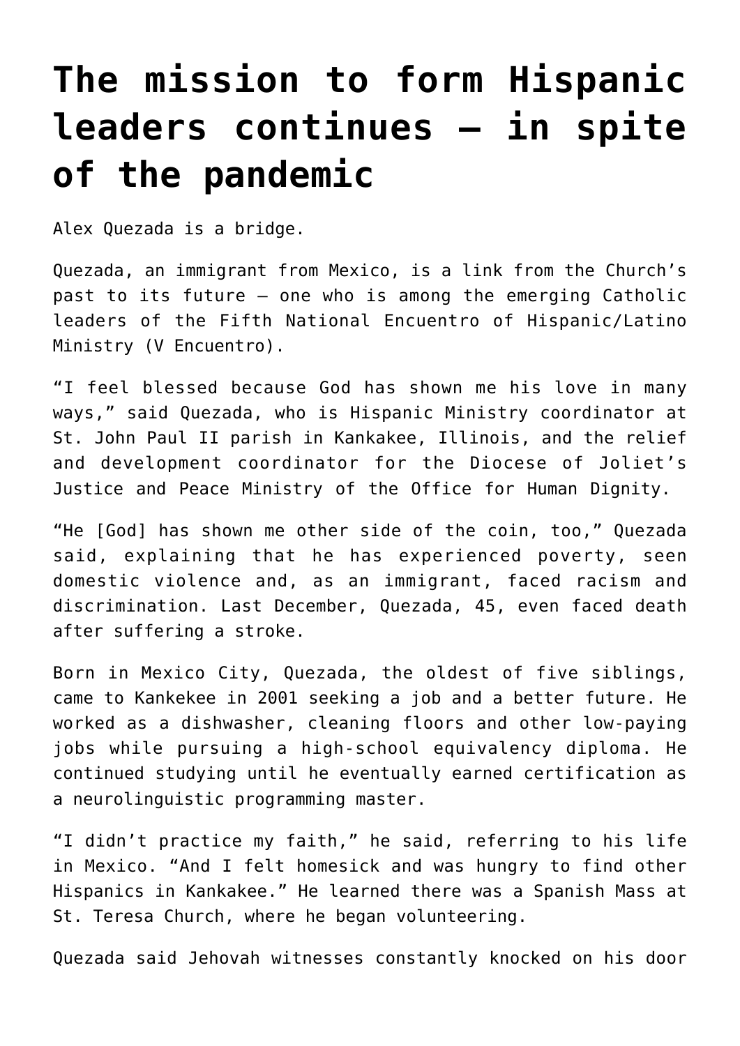# The mission to form Hispanic leaders continues – in spite of the pandemic

Alex Quezada is a bridge.

Quezada, an immigrant from Mexico, is a link from the Church's past to its future – one who is among the emerging Catholic leaders of the Fifth National Encuentro of Hispanic/Latino Ministry (V Encuentro).

"I feel blessed because God has shown me his love in many ways," said Quezada, who is Hispanic Ministry coordinator at St. John Paul II parish in Kankakee, Illinois, and the relief and development coordinator for the Diocese of Joliet's Justice and Peace Ministry of the Office for Human Dignity.

"He [God] has shown me other side of the coin, too," Quezada said, explaining that he has experienced poverty, seen domestic violence and, as an immigrant, faced racism and discrimination. Last December, Quezada, 45, even faced death after suffering a stroke.

Born in Mexico City, Quezada, the oldest of five siblings, came to Kankekee in 2001 seeking a job and a better future. He worked as a dishwasher, cleaning floors and other low-paying jobs while pursuing a high-school equivalency diploma. He continued studying until he eventually earned certification as a neurolinguistic programming master.

"I didn't practice my faith," he said, referring to his life in Mexico. "And I felt homesick and was hungry to find other Hispanics in Kankakee." He learned there was a Spanish Mass at St. Teresa Church, where he began volunteering.

Quezada said Jehovah witnesses constantly knocked on his door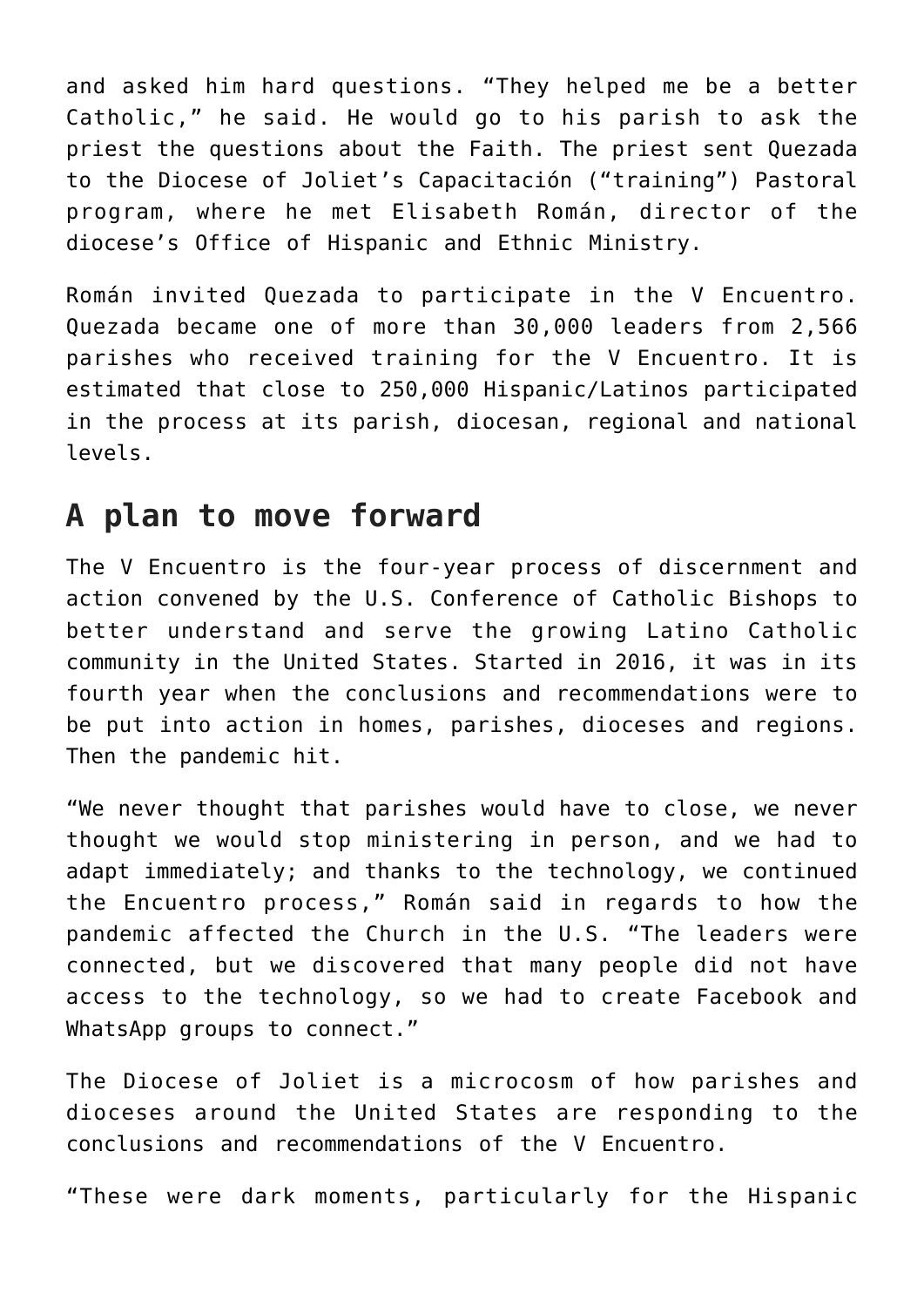and asked him hard questions. “They helped me be a better Catholic,” he said. He would go to his parish to ask the priest the questions about the Faith. The priest sent Quezada to the Diocese of Joliet’s Capacitación (“training”) Pastoral program, where he met Elisabeth Román, director of the diocese’s Office of Hispanic and Ethnic Ministry.

Román invited Quezada to participate in the V Encuentro. Quezada became one of more than 30,000 leaders from 2,566 parishes who received training for the V Encuentro. It is estimated that close to 250,000 Hispanic/Latinos participated in the process at its parish, diocesan, regional and national levels.

## A plan to move forward

The V Encuentro is the four-year process of discernment and action convened by the U.S. Conference of Catholic Bishops to better understand and serve the growing Latino Catholic community in the United States. Started in 2016, it was in its fourth year when the conclusions and recommendations were to be put into action in homes, parishes, dioceses and regions. Then the pandemic hit.

“We never thought that parishes would have to close, we never thought we would stop ministering in person, and we had to adapt immediately; and thanks to the technology, we continued the Encuentro process,” Román said in regards to how the pandemic affected the Church in the U.S. “The leaders were connected, but we discovered that many people did not have access to the technology, so we had to create Facebook and WhatsApp groups to connect.”

The Diocese of Joliet is a microcosm of how parishes and dioceses around the United States are responding to the conclusions and recommendations of the V Encuentro.

“These were dark moments, particularly for the Hispanic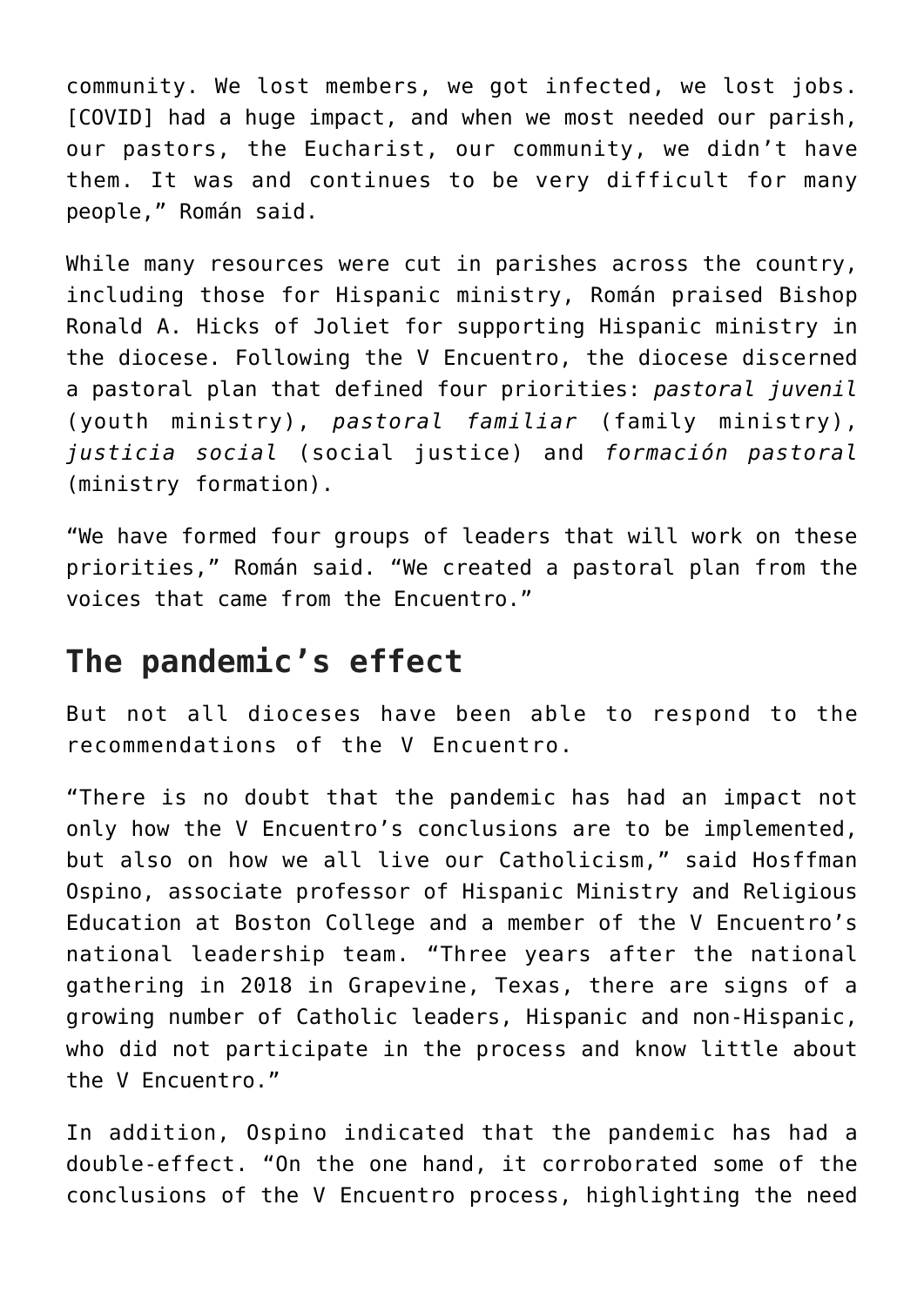community. We lost members, we got infected, we lost jobs. [COVID] had a huge impact, and when we most needed our parish, our pastors, the Eucharist, our community, we didn't have them. It was and continues to be very difficult for many people," Román said.

While many resources were cut in parishes across the country, including those for Hispanic ministry, Román praised Bishop Ronald A. Hicks of Joliet for supporting Hispanic ministry in the diocese. Following the V Encuentro, the diocese discerned a pastoral plan that defined four priorities: *pastoral juvenil* (youth ministry), *pastoral familiar* (family ministry), *justicia social* (social justice) and *formación pastoral* (ministry formation).

"We have formed four groups of leaders that will work on these priorities," Román said. "We created a pastoral plan from the voices that came from the Encuentro."

## The pandemic's effect

But not all dioceses have been able to respond to the recommendations of the V Encuentro.

"There is no doubt that the pandemic has had an impact not only how the V Encuentro's conclusions are to be implemented, but also on how we all live our Catholicism," said Hosffman Ospino, associate professor of Hispanic Ministry and Religious Education at Boston College and a member of the V Encuentro's national leadership team. "Three years after the national gathering in 2018 in Grapevine, Texas, there are signs of a growing number of Catholic leaders, Hispanic and non-Hispanic, who did not participate in the process and know little about the V Encuentro."

In addition, Ospino indicated that the pandemic has had a double-effect. "On the one hand, it corroborated some of the conclusions of the V Encuentro process, highlighting the need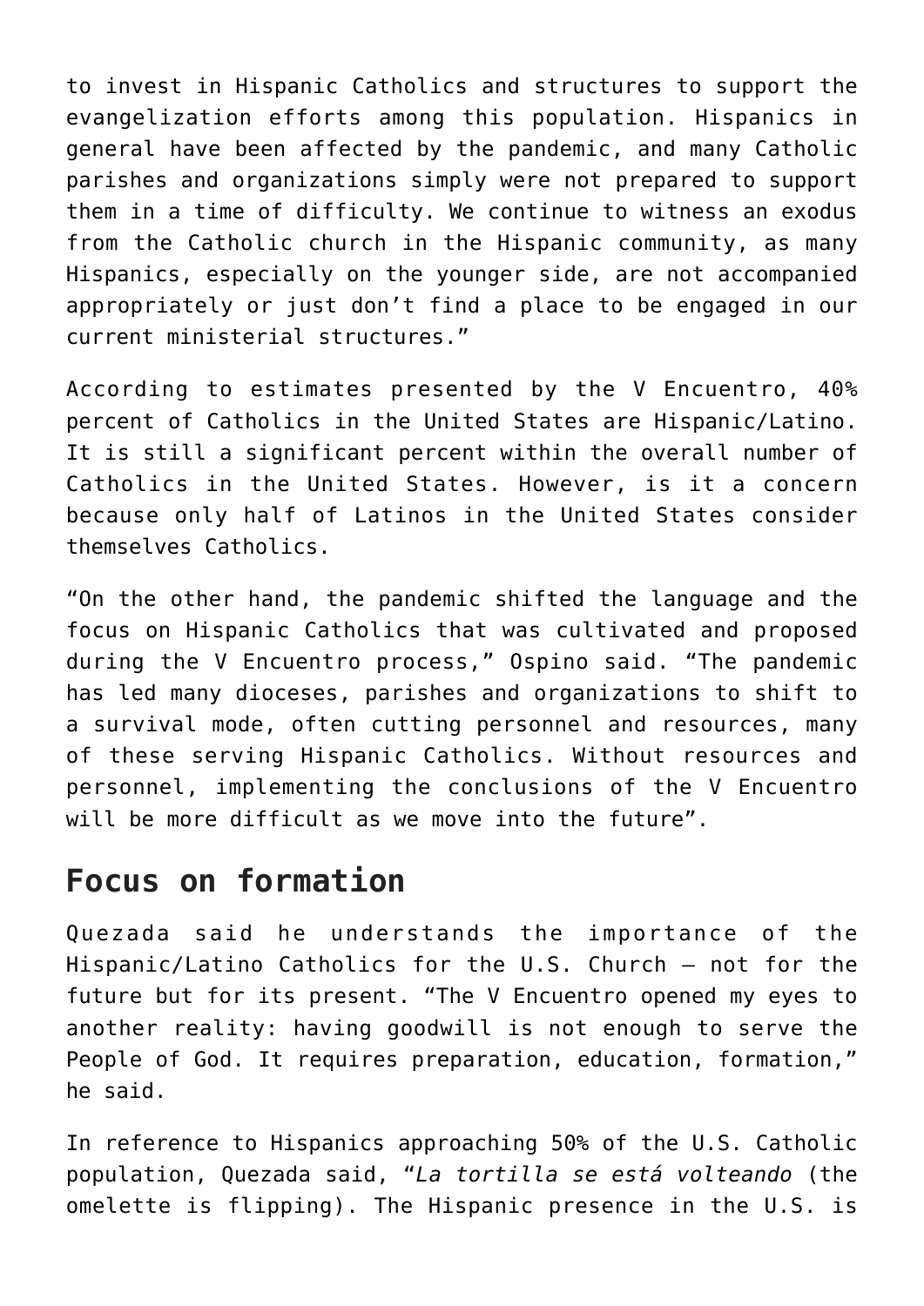to invest in Hispanic Catholics and structures to support the evangelization efforts among this population. Hispanics in general have been affected by the pandemic, and many Catholic parishes and organizations simply were not prepared to support them in a time of difficulty. We continue to witness an exodus from the Catholic church in the Hispanic community, as many Hispanics, especially on the younger side, are not accompanied appropriately or just don't find a place to be engaged in our current ministerial structures."

According to estimates presented by the V Encuentro, 40% percent of Catholics in the United States are Hispanic/Latino. It is still a significant percent within the overall number of Catholics in the United States. However, is it a concern because only half of Latinos in the United States consider themselves Catholics.

"On the other hand, the pandemic shifted the language and the focus on Hispanic Catholics that was cultivated and proposed during the V Encuentro process," Ospino said. "The pandemic has led many dioceses, parishes and organizations to shift to a survival mode, often cutting personnel and resources, many of these serving Hispanic Catholics. Without resources and personnel, implementing the conclusions of the V Encuentro will be more difficult as we move into the future".

## Focus on formation

Quezada said he understands the importance of the Hispanic/Latino Catholics for the U.S. Church – not for the future but for its present. "The V Encuentro opened my eyes to another reality: having goodwill is not enough to serve the People of God. It requires preparation, education, formation," he said.

In reference to Hispanics approaching 50% of the U.S. Catholic population, Quezada said, "*La tortilla se está volteando* (the omelette is flipping). The Hispanic presence in the U.S. is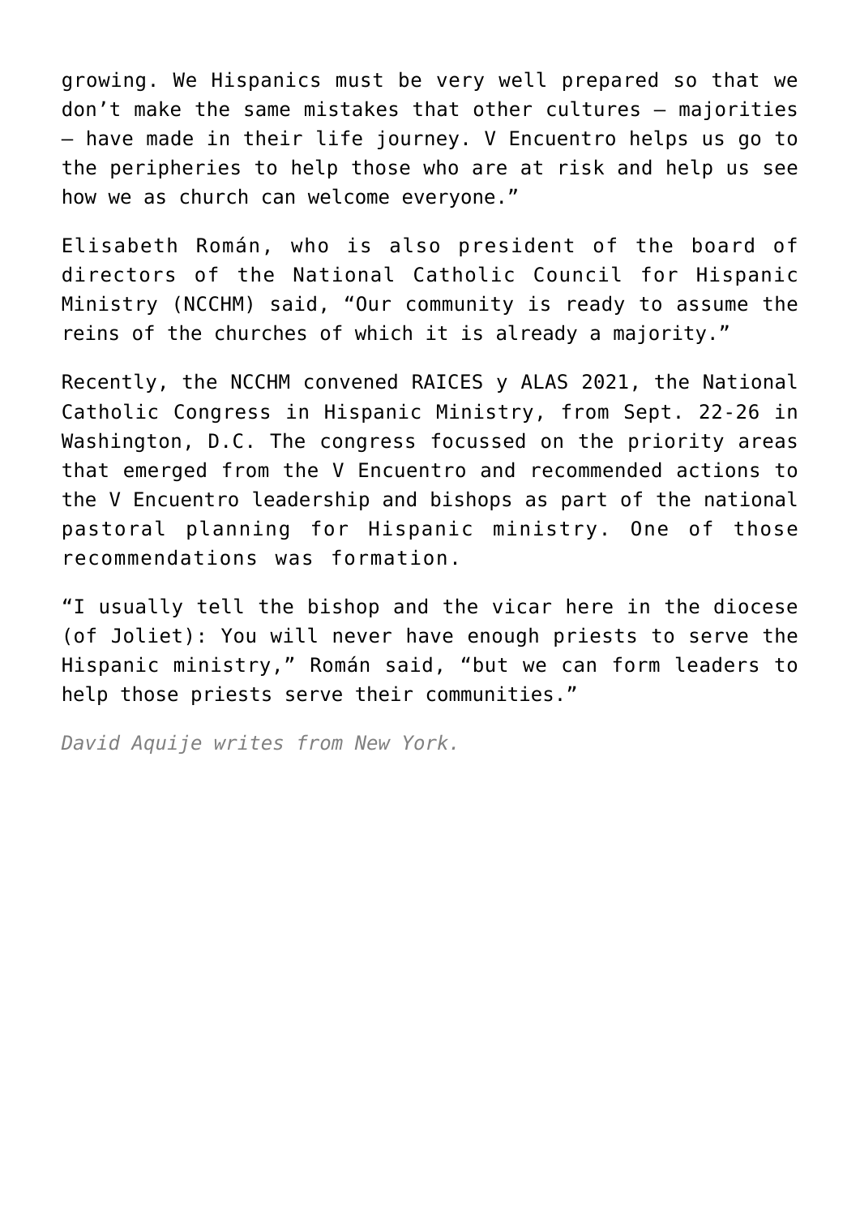growing. We Hispanics must be very well prepared so that we don’t make the same mistakes that other cultures — majorities — have made in their life journey. V Encuentro helps us go to the peripheries to help those who are at risk and help us see how we as church can welcome everyone.”

Elisabeth Román, who is also president of the board of directors of the National Catholic Council for Hispanic Ministry (NCCHM) said, “Our community is ready to assume the reins of the churches of which it is already a majority.”

Recently, the NCCHM convened RAICES y ALAS 2021, the National Catholic Congress in Hispanic Ministry, from Sept. 22-26 in Washington, D.C. The congress focussed on the priority areas that emerged from the V Encuentro and recommended actions to the V Encuentro leadership and bishops as part of the national pastoral planning for Hispanic ministry. One of those recommendations was formation.

“I usually tell the bishop and the vicar here in the diocese (of Joliet): You will never have enough priests to serve the Hispanic ministry,” Román said, “but we can form leaders to help those priests serve their communities.”

*David Aquije writes from New York.*